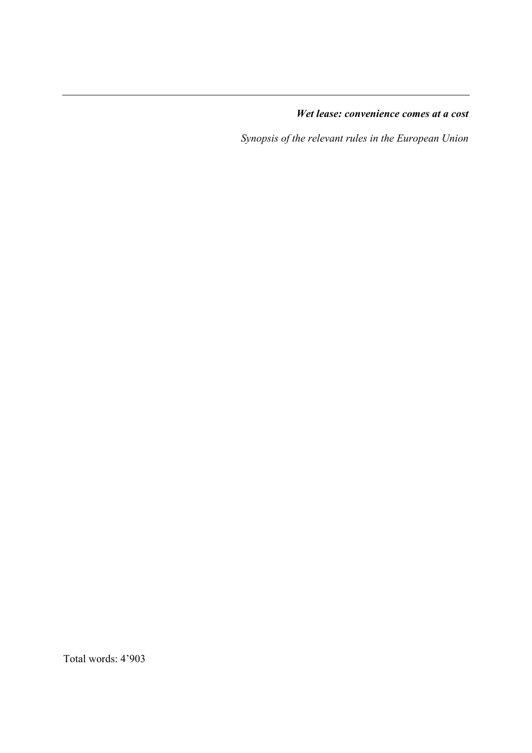***Wet lease: convenience comes at a cost***

*Synopsis of the relevant rules in the European Union*

Total words: 4’903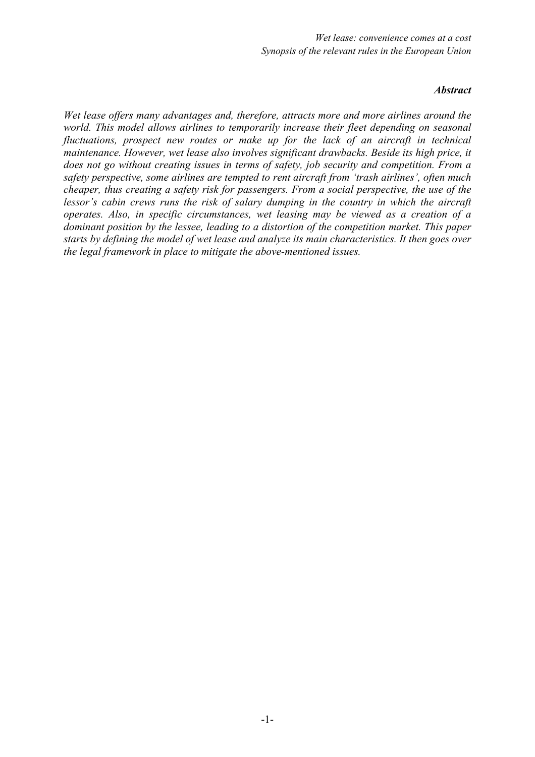## *Abstract*

*Wet lease offers many advantages and, therefore, attracts more and more airlines around the world. This model allows airlines to temporarily increase their fleet depending on seasonal fluctuations, prospect new routes or make up for the lack of an aircraft in technical maintenance. However, wet lease also involves significant drawbacks. Beside its high price, it does not go without creating issues in terms of safety, job security and competition. From a safety perspective, some airlines are tempted to rent aircraft from 'trash airlines', often much cheaper, thus creating a safety risk for passengers. From a social perspective, the use of the lessor's cabin crews runs the risk of salary dumping in the country in which the aircraft operates. Also, in specific circumstances, wet leasing may be viewed as a creation of a dominant position by the lessee, leading to a distortion of the competition market. This paper starts by defining the model of wet lease and analyze its main characteristics. It then goes over the legal framework in place to mitigate the above-mentioned issues.*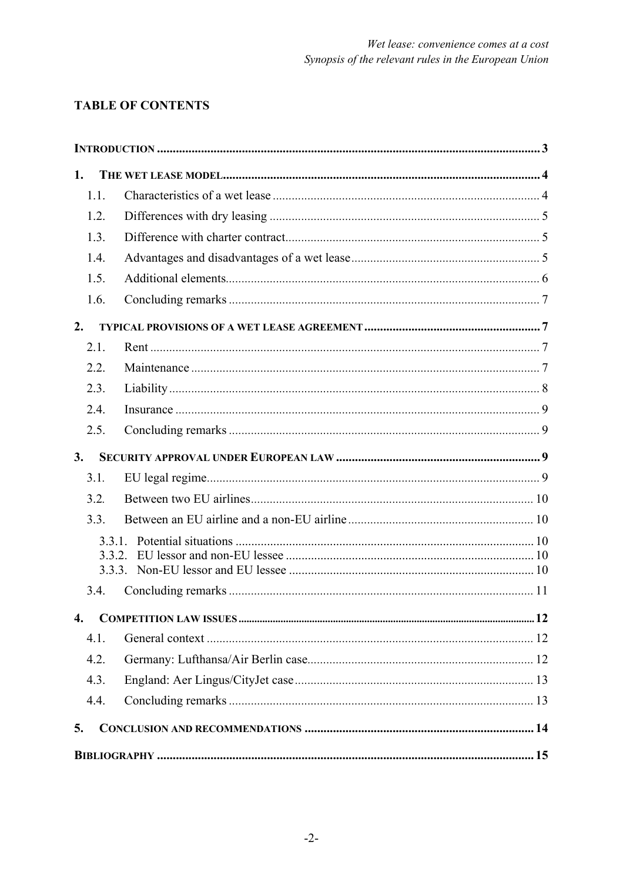## TABLE OF CONTENTS

| | |
|---|---|
| **INTRODUCTION** | 3 |
| **1. THE WET LEASE MODEL** | 4 |
| 1.1. Characteristics of a wet lease | 4 |
| 1.2. Differences with dry leasing | 5 |
| 1.3. Difference with charter contract | 5 |
| 1.4. Advantages and disadvantages of a wet lease | 5 |
| 1.5. Additional elements | 6 |
| 1.6. Concluding remarks | 7 |
| **2. TYPICAL PROVISIONS OF A WET LEASE AGREEMENT** | 7 |
| 2.1. Rent | 7 |
| 2.2. Maintenance | 7 |
| 2.3. Liability | 8 |
| 2.4. Insurance | 9 |
| 2.5. Concluding remarks | 9 |
| **3. SECURITY APPROVAL UNDER EUROPEAN LAW** | 9 |
| 3.1. EU legal regime | 9 |
| 3.2. Between two EU airlines | 10 |
| 3.3. Between an EU airline and a non-EU airline | 10 |
| 3.3.1. Potential situations | 10 |
| 3.3.2. EU lessor and non-EU lessee | 10 |
| 3.3.3. Non-EU lessor and EU lessee | 10 |
| 3.4. Concluding remarks | 11 |
| **4. COMPETITION LAW ISSUES** | 12 |
| 4.1. General context | 12 |
| 4.2. Germany: Lufthansa/Air Berlin case | 12 |
| 4.3. England: Aer Lingus/CityJet case | 13 |
| 4.4. Concluding remarks | 13 |
| **5. CONCLUSION AND RECOMMENDATIONS** | 14 |
| **BIBLIOGRAPHY** | 15 |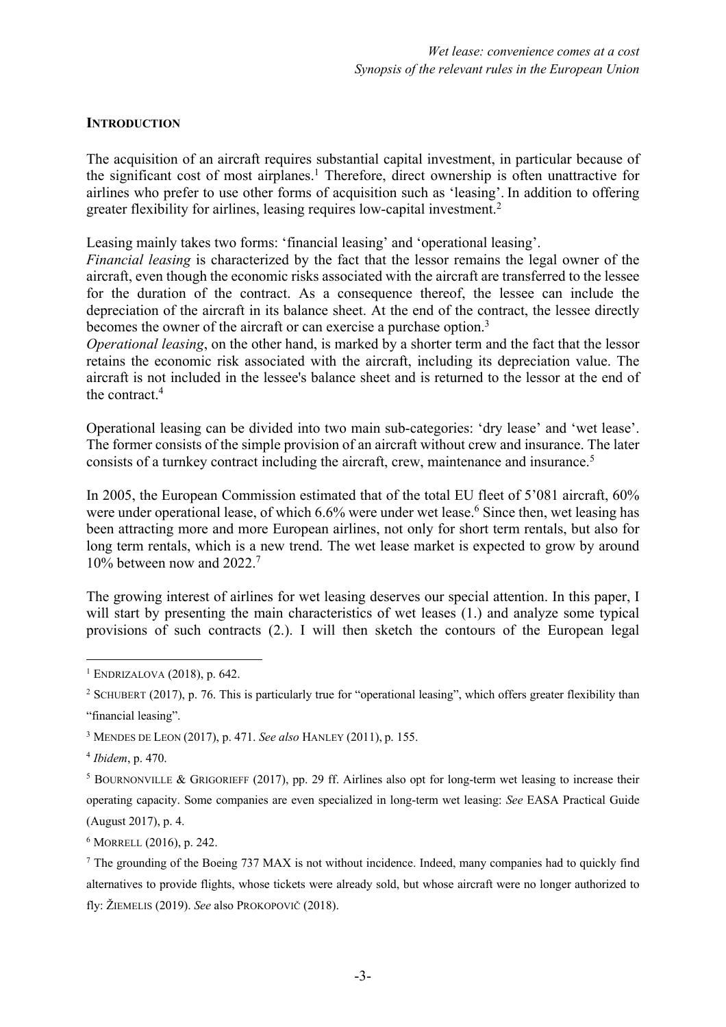## INTRODUCTION

The acquisition of an aircraft requires substantial capital investment, in particular because of the significant cost of most airplanes.[1] Therefore, direct ownership is often unattractive for airlines who prefer to use other forms of acquisition such as 'leasing'. In addition to offering greater flexibility for airlines, leasing requires low-capital investment.[2]

Leasing mainly takes two forms: 'financial leasing' and 'operational leasing'.

*Financial leasing* is characterized by the fact that the lessor remains the legal owner of the aircraft, even though the economic risks associated with the aircraft are transferred to the lessee for the duration of the contract. As a consequence thereof, the lessee can include the depreciation of the aircraft in its balance sheet. At the end of the contract, the lessee directly becomes the owner of the aircraft or can exercise a purchase option.[3]

*Operational leasing*, on the other hand, is marked by a shorter term and the fact that the lessor retains the economic risk associated with the aircraft, including its depreciation value. The aircraft is not included in the lessee's balance sheet and is returned to the lessor at the end of the contract.[4]

Operational leasing can be divided into two main sub-categories: 'dry lease' and 'wet lease'. The former consists of the simple provision of an aircraft without crew and insurance. The later consists of a turnkey contract including the aircraft, crew, maintenance and insurance.[5]

In 2005, the European Commission estimated that of the total EU fleet of 5'081 aircraft, 60% were under operational lease, of which 6.6% were under wet lease.[6] Since then, wet leasing has been attracting more and more European airlines, not only for short term rentals, but also for long term rentals, which is a new trend. The wet lease market is expected to grow by around 10% between now and 2022.[7]

The growing interest of airlines for wet leasing deserves our special attention. In this paper, I will start by presenting the main characteristics of wet leases (1.) and analyze some typical provisions of such contracts (2.). I will then sketch the contours of the European legal

---

[1] ENDRIZALOVA (2018), p. 642.

[2] SCHUBERT (2017), p. 76. This is particularly true for "operational leasing", which offers greater flexibility than "financial leasing".

[3] MENDES DE LEON (2017), p. 471. *See also* HANLEY (2011), p. 155.

[4] *Ibidem*, p. 470.

[5] BOURNONVILLE & GRIGORIEFF (2017), pp. 29 ff. Airlines also opt for long-term wet leasing to increase their operating capacity. Some companies are even specialized in long-term wet leasing: *See* EASA Practical Guide (August 2017), p. 4.

[6] MORRELL (2016), p. 242.

[7] The grounding of the Boeing 737 MAX is not without incidence. Indeed, many companies had to quickly find alternatives to provide flights, whose tickets were already sold, but whose aircraft were no longer authorized to fly: ŽIEMELIS (2019). *See* also PROKOPOVIČ (2018).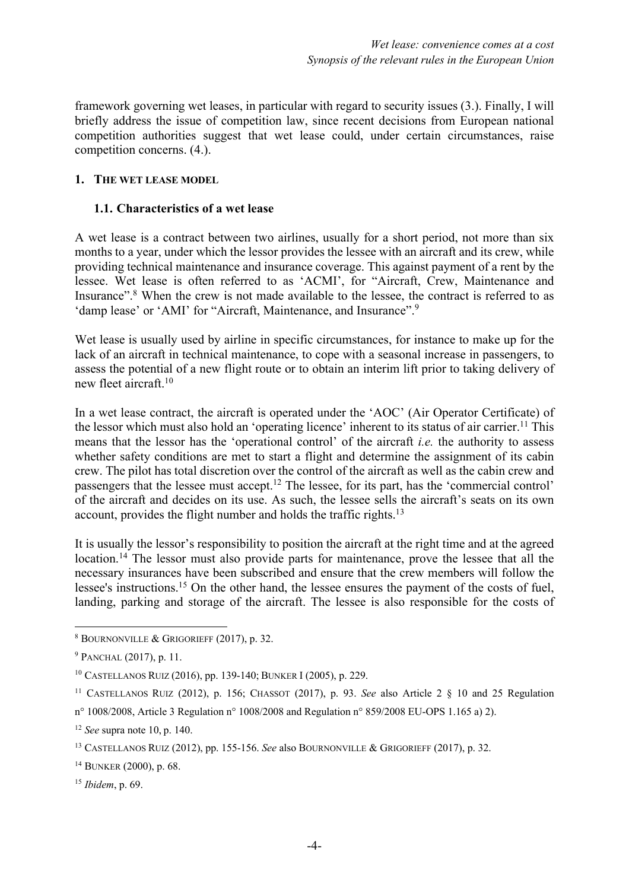framework governing wet leases, in particular with regard to security issues (3.). Finally, I will briefly address the issue of competition law, since recent decisions from European national competition authorities suggest that wet lease could, under certain circumstances, raise competition concerns. (4.).

## 1. The wet lease model

### 1.1. Characteristics of a wet lease

A wet lease is a contract between two airlines, usually for a short period, not more than six months to a year, under which the lessor provides the lessee with an aircraft and its crew, while providing technical maintenance and insurance coverage. This against payment of a rent by the lessee. Wet lease is often referred to as 'ACMI', for "Aircraft, Crew, Maintenance and Insurance".[8] When the crew is not made available to the lessee, the contract is referred to as 'damp lease' or 'AMI' for "Aircraft, Maintenance, and Insurance".[9]

Wet lease is usually used by airline in specific circumstances, for instance to make up for the lack of an aircraft in technical maintenance, to cope with a seasonal increase in passengers, to assess the potential of a new flight route or to obtain an interim lift prior to taking delivery of new fleet aircraft.[10]

In a wet lease contract, the aircraft is operated under the 'AOC' (Air Operator Certificate) of the lessor which must also hold an 'operating licence' inherent to its status of air carrier.[11] This means that the lessor has the 'operational control' of the aircraft *i.e.* the authority to assess whether safety conditions are met to start a flight and determine the assignment of its cabin crew. The pilot has total discretion over the control of the aircraft as well as the cabin crew and passengers that the lessee must accept.[12] The lessee, for its part, has the 'commercial control' of the aircraft and decides on its use. As such, the lessee sells the aircraft's seats on its own account, provides the flight number and holds the traffic rights.[13]

It is usually the lessor's responsibility to position the aircraft at the right time and at the agreed location.[14] The lessor must also provide parts for maintenance, prove the lessee that all the necessary insurances have been subscribed and ensure that the crew members will follow the lessee's instructions.[15] On the other hand, the lessee ensures the payment of the costs of fuel, landing, parking and storage of the aircraft. The lessee is also responsible for the costs of

---

[8] Bournonville & Grigorieff (2017), p. 32.

[9] Panchal (2017), p. 11.

[10] Castellanos Ruiz (2016), pp. 139-140; Bunker I (2005), p. 229.

[11] Castellanos Ruiz (2012), p. 156; Chassot (2017), p. 93. *See* also Article 2 § 10 and 25 Regulation n° 1008/2008, Article 3 Regulation n° 1008/2008 and Regulation n° 859/2008 EU-OPS 1.165 a) 2).

[12] *See* supra note 10, p. 140.

[13] Castellanos Ruiz (2012), pp. 155-156. *See* also Bournonville & Grigorieff (2017), p. 32.

[14] Bunker (2000), p. 68.

[15] *Ibidem*, p. 69.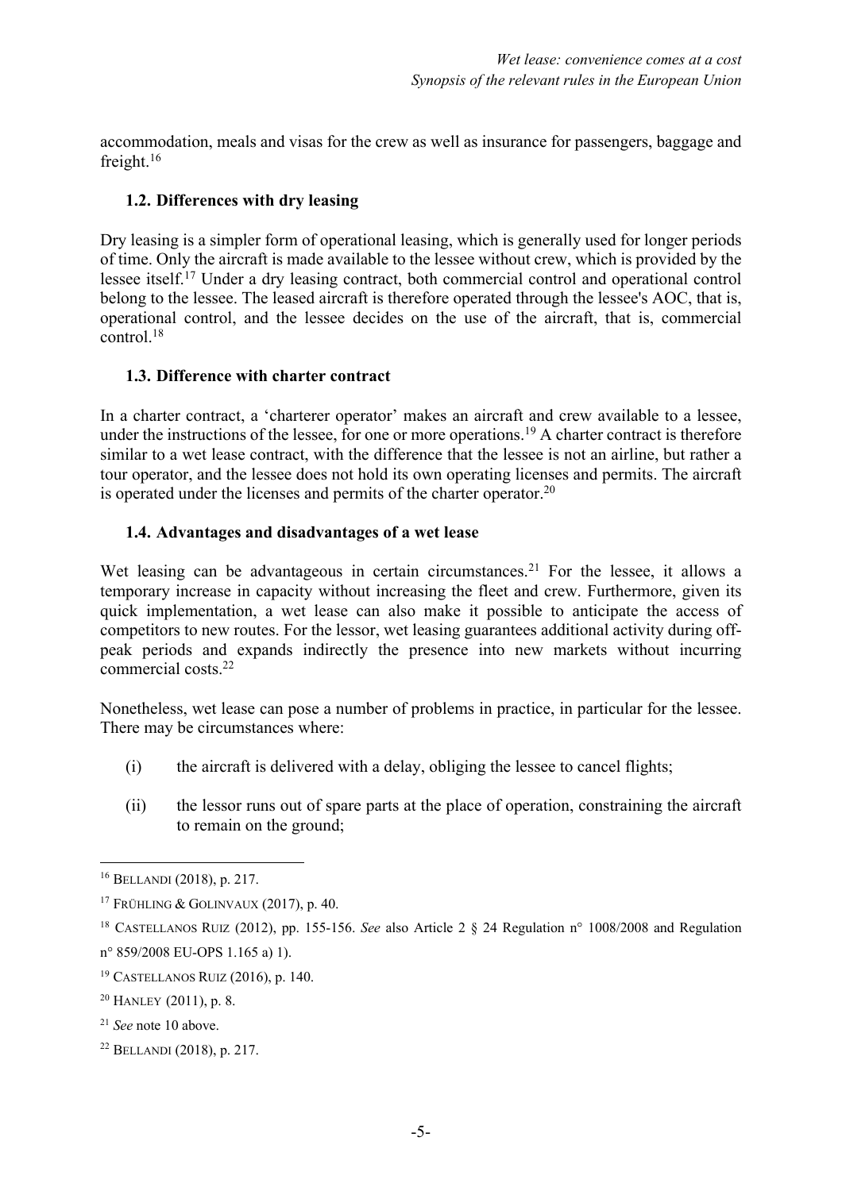accommodation, meals and visas for the crew as well as insurance for passengers, baggage and freight.[16]

### 1.2. Differences with dry leasing

Dry leasing is a simpler form of operational leasing, which is generally used for longer periods of time. Only the aircraft is made available to the lessee without crew, which is provided by the lessee itself.[17] Under a dry leasing contract, both commercial control and operational control belong to the lessee. The leased aircraft is therefore operated through the lessee's AOC, that is, operational control, and the lessee decides on the use of the aircraft, that is, commercial control.[18]

### 1.3. Difference with charter contract

In a charter contract, a 'charterer operator' makes an aircraft and crew available to a lessee, under the instructions of the lessee, for one or more operations.[19] A charter contract is therefore similar to a wet lease contract, with the difference that the lessee is not an airline, but rather a tour operator, and the lessee does not hold its own operating licenses and permits. The aircraft is operated under the licenses and permits of the charter operator.[20]

### 1.4. Advantages and disadvantages of a wet lease

Wet leasing can be advantageous in certain circumstances.[21] For the lessee, it allows a temporary increase in capacity without increasing the fleet and crew. Furthermore, given its quick implementation, a wet lease can also make it possible to anticipate the access of competitors to new routes. For the lessor, wet leasing guarantees additional activity during off-peak periods and expands indirectly the presence into new markets without incurring commercial costs.[22]

Nonetheless, wet lease can pose a number of problems in practice, in particular for the lessee. There may be circumstances where:

(i) the aircraft is delivered with a delay, obliging the lessee to cancel flights;

(ii) the lessor runs out of spare parts at the place of operation, constraining the aircraft to remain on the ground;

---

[16] BELLANDI (2018), p. 217.

[17] FRÜHLING & GOLINVAUX (2017), p. 40.

[18] CASTELLANOS RUIZ (2012), pp. 155-156. *See* also Article 2 § 24 Regulation n° 1008/2008 and Regulation n° 859/2008 EU-OPS 1.165 a) 1).

[19] CASTELLANOS RUIZ (2016), p. 140.

[20] HANLEY (2011), p. 8.

[21] *See* note 10 above.

[22] BELLANDI (2018), p. 217.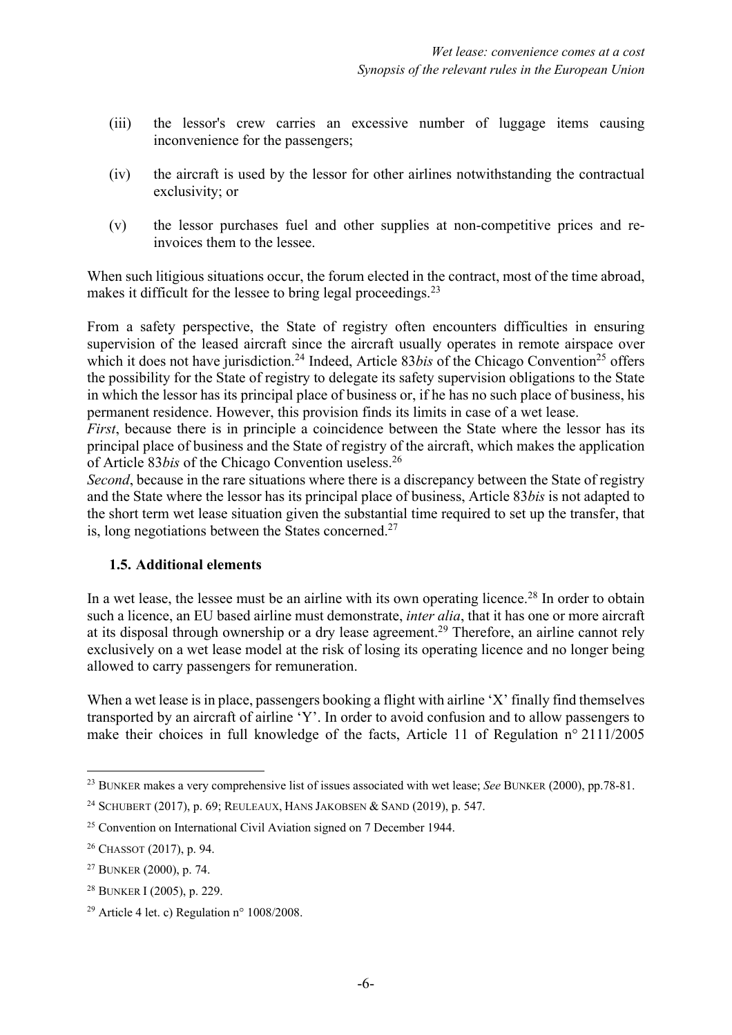(iii) the lessor's crew carries an excessive number of luggage items causing inconvenience for the passengers;

(iv) the aircraft is used by the lessor for other airlines notwithstanding the contractual exclusivity; or

(v) the lessor purchases fuel and other supplies at non-competitive prices and re-invoices them to the lessee.

When such litigious situations occur, the forum elected in the contract, most of the time abroad, makes it difficult for the lessee to bring legal proceedings.[23]

From a safety perspective, the State of registry often encounters difficulties in ensuring supervision of the leased aircraft since the aircraft usually operates in remote airspace over which it does not have jurisdiction.[24] Indeed, Article 83*bis* of the Chicago Convention[25] offers the possibility for the State of registry to delegate its safety supervision obligations to the State in which the lessor has its principal place of business or, if he has no such place of business, his permanent residence. However, this provision finds its limits in case of a wet lease.

*First*, because there is in principle a coincidence between the State where the lessor has its principal place of business and the State of registry of the aircraft, which makes the application of Article 83*bis* of the Chicago Convention useless.[26]

*Second*, because in the rare situations where there is a discrepancy between the State of registry and the State where the lessor has its principal place of business, Article 83*bis* is not adapted to the short term wet lease situation given the substantial time required to set up the transfer, that is, long negotiations between the States concerned.[27]

### 1.5. Additional elements

In a wet lease, the lessee must be an airline with its own operating licence.[28] In order to obtain such a licence, an EU based airline must demonstrate, *inter alia*, that it has one or more aircraft at its disposal through ownership or a dry lease agreement.[29] Therefore, an airline cannot rely exclusively on a wet lease model at the risk of losing its operating licence and no longer being allowed to carry passengers for remuneration.

When a wet lease is in place, passengers booking a flight with airline 'X' finally find themselves transported by an aircraft of airline 'Y'. In order to avoid confusion and to allow passengers to make their choices in full knowledge of the facts, Article 11 of Regulation n° 2111/2005

---

[23] BUNKER makes a very comprehensive list of issues associated with wet lease; *See* BUNKER (2000), pp.78-81.

[24] SCHUBERT (2017), p. 69; REULEAUX, HANS JAKOBSEN & SAND (2019), p. 547.

[25] Convention on International Civil Aviation signed on 7 December 1944.

[26] CHASSOT (2017), p. 94.

[27] BUNKER (2000), p. 74.

[28] BUNKER I (2005), p. 229.

[29] Article 4 let. c) Regulation n° 1008/2008.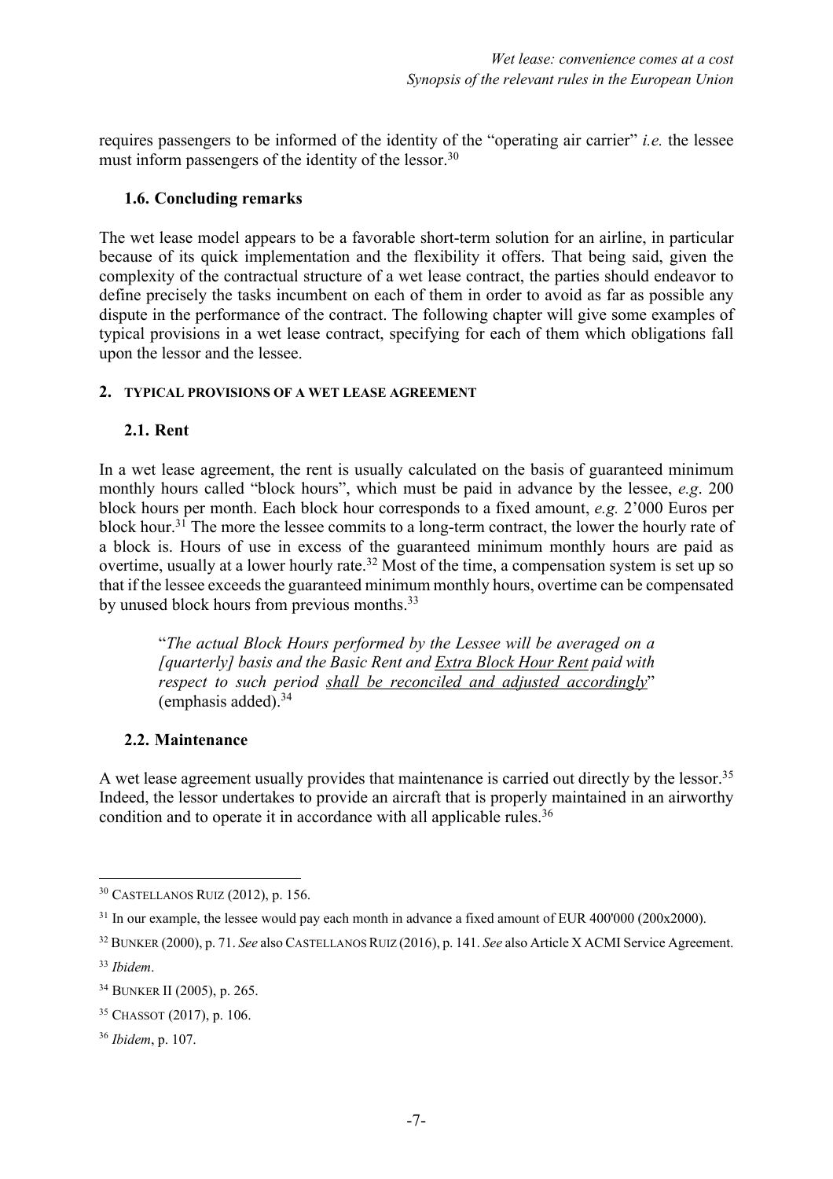requires passengers to be informed of the identity of the "operating air carrier" *i.e.* the lessee must inform passengers of the identity of the lessor.[30]

### 1.6. Concluding remarks

The wet lease model appears to be a favorable short-term solution for an airline, in particular because of its quick implementation and the flexibility it offers. That being said, given the complexity of the contractual structure of a wet lease contract, the parties should endeavor to define precisely the tasks incumbent on each of them in order to avoid as far as possible any dispute in the performance of the contract. The following chapter will give some examples of typical provisions in a wet lease contract, specifying for each of them which obligations fall upon the lessor and the lessee.

## 2. TYPICAL PROVISIONS OF A WET LEASE AGREEMENT

### 2.1. Rent

In a wet lease agreement, the rent is usually calculated on the basis of guaranteed minimum monthly hours called "block hours", which must be paid in advance by the lessee, *e.g*. 200 block hours per month. Each block hour corresponds to a fixed amount, *e.g.* 2'000 Euros per block hour.[31] The more the lessee commits to a long-term contract, the lower the hourly rate of a block is. Hours of use in excess of the guaranteed minimum monthly hours are paid as overtime, usually at a lower hourly rate.[32] Most of the time, a compensation system is set up so that if the lessee exceeds the guaranteed minimum monthly hours, overtime can be compensated by unused block hours from previous months.[33]

> "*The actual Block Hours performed by the Lessee will be averaged on a [quarterly] basis and the Basic Rent and <u>Extra Block Hour Rent</u> paid with respect to such period <u>shall be reconciled and adjusted accordingly</u>*" (emphasis added).[34]

### 2.2. Maintenance

A wet lease agreement usually provides that maintenance is carried out directly by the lessor.[35] Indeed, the lessor undertakes to provide an aircraft that is properly maintained in an airworthy condition and to operate it in accordance with all applicable rules.[36]

---

[30] CASTELLANOS RUIZ (2012), p. 156.

[31] In our example, the lessee would pay each month in advance a fixed amount of EUR 400'000 (200x2000).

[32] BUNKER (2000), p. 71. *See* also CASTELLANOS RUIZ (2016), p. 141. *See* also Article X ACMI Service Agreement.

[33] *Ibidem*.

[34] BUNKER II (2005), p. 265.

[35] CHASSOT (2017), p. 106.

[36] *Ibidem*, p. 107.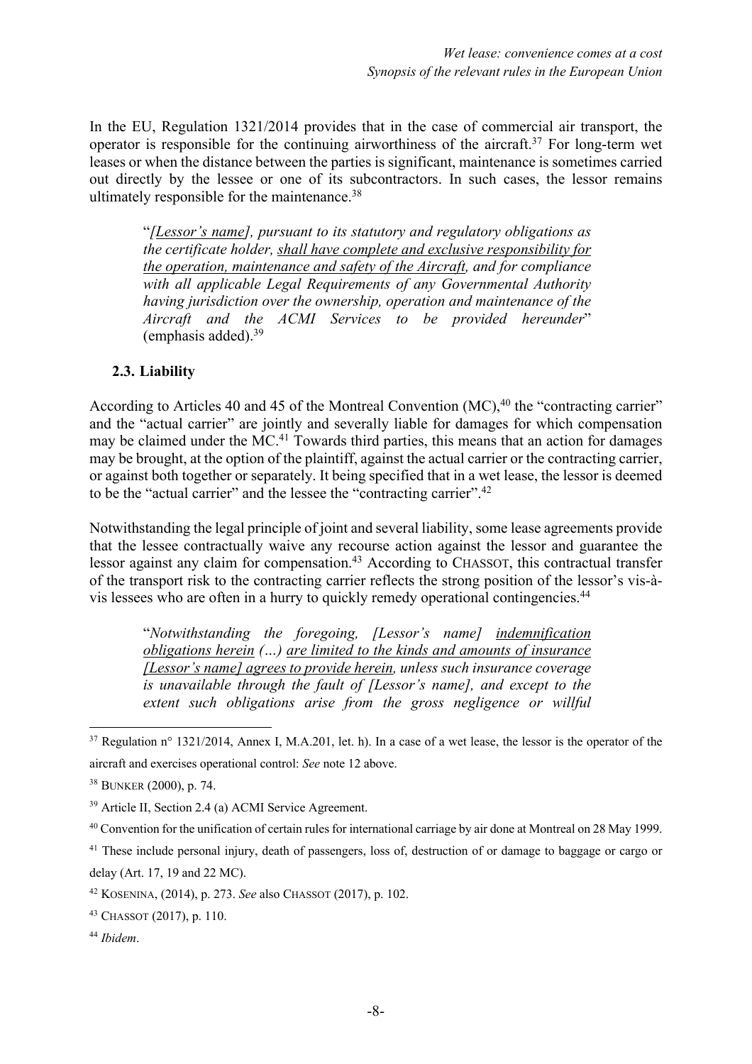In the EU, Regulation 1321/2014 provides that in the case of commercial air transport, the operator is responsible for the continuing airworthiness of the aircraft.[37] For long-term wet leases or when the distance between the parties is significant, maintenance is sometimes carried out directly by the lessee or one of its subcontractors. In such cases, the lessor remains ultimately responsible for the maintenance.[38]

> "*<u>[Lessor's name]</u>, pursuant to its statutory and regulatory obligations as the certificate holder, <u>shall have complete and exclusive responsibility for the operation, maintenance and safety of the Aircraft</u>, and for compliance with all applicable Legal Requirements of any Governmental Authority having jurisdiction over the ownership, operation and maintenance of the Aircraft and the ACMI Services to be provided hereunder*" (emphasis added).[39]

### 2.3. Liability

According to Articles 40 and 45 of the Montreal Convention (MC),[40] the "contracting carrier" and the "actual carrier" are jointly and severally liable for damages for which compensation may be claimed under the MC.[41] Towards third parties, this means that an action for damages may be brought, at the option of the plaintiff, against the actual carrier or the contracting carrier, or against both together or separately. It being specified that in a wet lease, the lessor is deemed to be the "actual carrier" and the lessee the "contracting carrier".[42]

Notwithstanding the legal principle of joint and several liability, some lease agreements provide that the lessee contractually waive any recourse action against the lessor and guarantee the lessor against any claim for compensation.[43] According to CHASSOT, this contractual transfer of the transport risk to the contracting carrier reflects the strong position of the lessor's vis-à-vis lessees who are often in a hurry to quickly remedy operational contingencies.[44]

> "*Notwithstanding the foregoing, [Lessor's name] <u>indemnification obligations herein</u> (…) <u>are limited to the kinds and amounts of insurance [Lessor's name] agrees to provide herein</u>, unless such insurance coverage is unavailable through the fault of [Lessor's name], and except to the extent such obligations arise from the gross negligence or willful*

---

[37] Regulation n° 1321/2014, Annex I, M.A.201, let. h). In a case of a wet lease, the lessor is the operator of the aircraft and exercises operational control: *See* note 12 above.

[38] BUNKER (2000), p. 74.

[39] Article II, Section 2.4 (a) ACMI Service Agreement.

[40] Convention for the unification of certain rules for international carriage by air done at Montreal on 28 May 1999.

[41] These include personal injury, death of passengers, loss of, destruction of or damage to baggage or cargo or delay (Art. 17, 19 and 22 MC).

[42] KOSENINA, (2014), p. 273. *See* also CHASSOT (2017), p. 102.

[43] CHASSOT (2017), p. 110.

[44] *Ibidem*.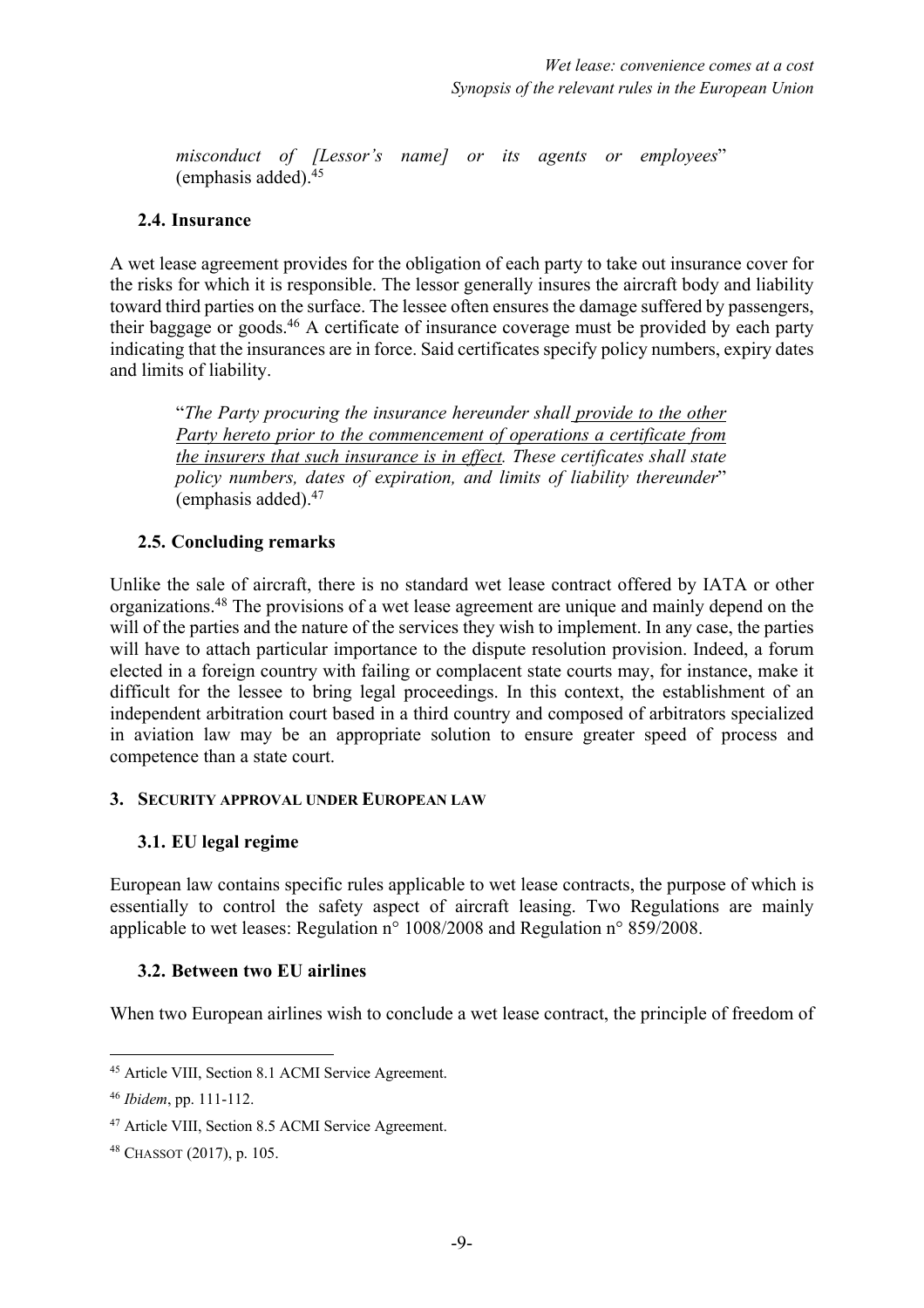> *misconduct of [Lessor's name] or its agents or employees*" (emphasis added).[45]

### 2.4. Insurance

A wet lease agreement provides for the obligation of each party to take out insurance cover for the risks for which it is responsible. The lessor generally insures the aircraft body and liability toward third parties on the surface. The lessee often ensures the damage suffered by passengers, their baggage or goods.[46] A certificate of insurance coverage must be provided by each party indicating that the insurances are in force. Said certificates specify policy numbers, expiry dates and limits of liability.

> "*The Party procuring the insurance hereunder shall provide to the other Party hereto prior to the commencement of operations a certificate from the insurers that such insurance is in effect. These certificates shall state policy numbers, dates of expiration, and limits of liability thereunder*" (emphasis added).[47]

### 2.5. Concluding remarks

Unlike the sale of aircraft, there is no standard wet lease contract offered by IATA or other organizations.[48] The provisions of a wet lease agreement are unique and mainly depend on the will of the parties and the nature of the services they wish to implement. In any case, the parties will have to attach particular importance to the dispute resolution provision. Indeed, a forum elected in a foreign country with failing or complacent state courts may, for instance, make it difficult for the lessee to bring legal proceedings. In this context, the establishment of an independent arbitration court based in a third country and composed of arbitrators specialized in aviation law may be an appropriate solution to ensure greater speed of process and competence than a state court.

## 3. SECURITY APPROVAL UNDER EUROPEAN LAW

### 3.1. EU legal regime

European law contains specific rules applicable to wet lease contracts, the purpose of which is essentially to control the safety aspect of aircraft leasing. Two Regulations are mainly applicable to wet leases: Regulation n° 1008/2008 and Regulation n° 859/2008.

### 3.2. Between two EU airlines

When two European airlines wish to conclude a wet lease contract, the principle of freedom of

---

[45] Article VIII, Section 8.1 ACMI Service Agreement.

[46] *Ibidem*, pp. 111-112.

[47] Article VIII, Section 8.5 ACMI Service Agreement.

[48] CHASSOT (2017), p. 105.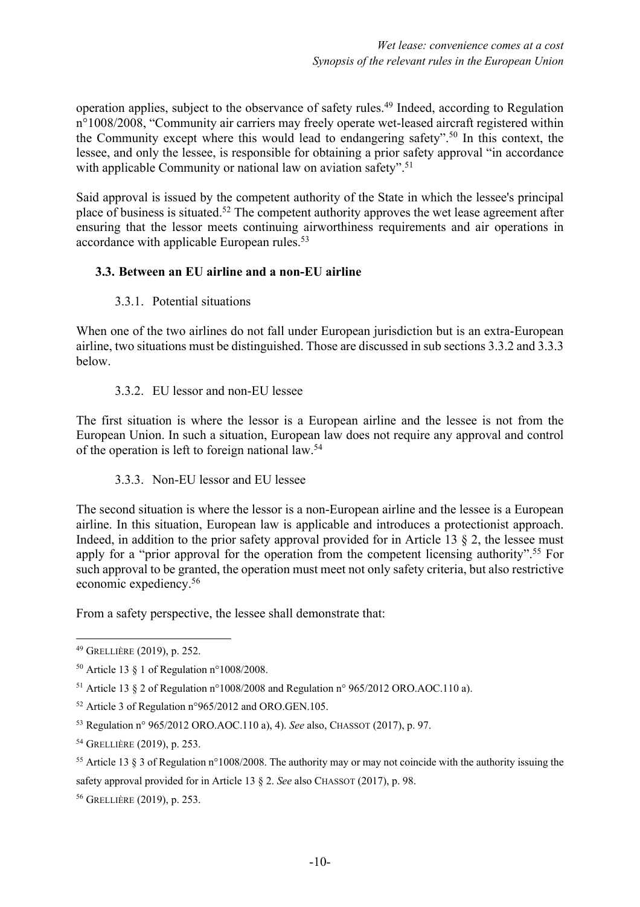operation applies, subject to the observance of safety rules.[49] Indeed, according to Regulation n°1008/2008, "Community air carriers may freely operate wet-leased aircraft registered within the Community except where this would lead to endangering safety".[50] In this context, the lessee, and only the lessee, is responsible for obtaining a prior safety approval "in accordance with applicable Community or national law on aviation safety".[51]

Said approval is issued by the competent authority of the State in which the lessee's principal place of business is situated.[52] The competent authority approves the wet lease agreement after ensuring that the lessor meets continuing airworthiness requirements and air operations in accordance with applicable European rules.[53]

### 3.3. Between an EU airline and a non-EU airline

#### 3.3.1. Potential situations

When one of the two airlines do not fall under European jurisdiction but is an extra-European airline, two situations must be distinguished. Those are discussed in sub sections 3.3.2 and 3.3.3 below.

#### 3.3.2. EU lessor and non-EU lessee

The first situation is where the lessor is a European airline and the lessee is not from the European Union. In such a situation, European law does not require any approval and control of the operation is left to foreign national law.[54]

#### 3.3.3. Non-EU lessor and EU lessee

The second situation is where the lessor is a non-European airline and the lessee is a European airline. In this situation, European law is applicable and introduces a protectionist approach. Indeed, in addition to the prior safety approval provided for in Article 13 § 2, the lessee must apply for a "prior approval for the operation from the competent licensing authority".[55] For such approval to be granted, the operation must meet not only safety criteria, but also restrictive economic expediency.[56]

From a safety perspective, the lessee shall demonstrate that:

---

[49] GRELLIÈRE (2019), p. 252.

[50] Article 13 § 1 of Regulation n°1008/2008.

[51] Article 13 § 2 of Regulation n°1008/2008 and Regulation n° 965/2012 ORO.AOC.110 a).

[52] Article 3 of Regulation n°965/2012 and ORO.GEN.105.

[53] Regulation n° 965/2012 ORO.AOC.110 a), 4). *See* also, CHASSOT (2017), p. 97.

[54] GRELLIÈRE (2019), p. 253.

[55] Article 13 § 3 of Regulation n°1008/2008. The authority may or may not coincide with the authority issuing the safety approval provided for in Article 13 § 2. *See* also CHASSOT (2017), p. 98.

[56] GRELLIÈRE (2019), p. 253.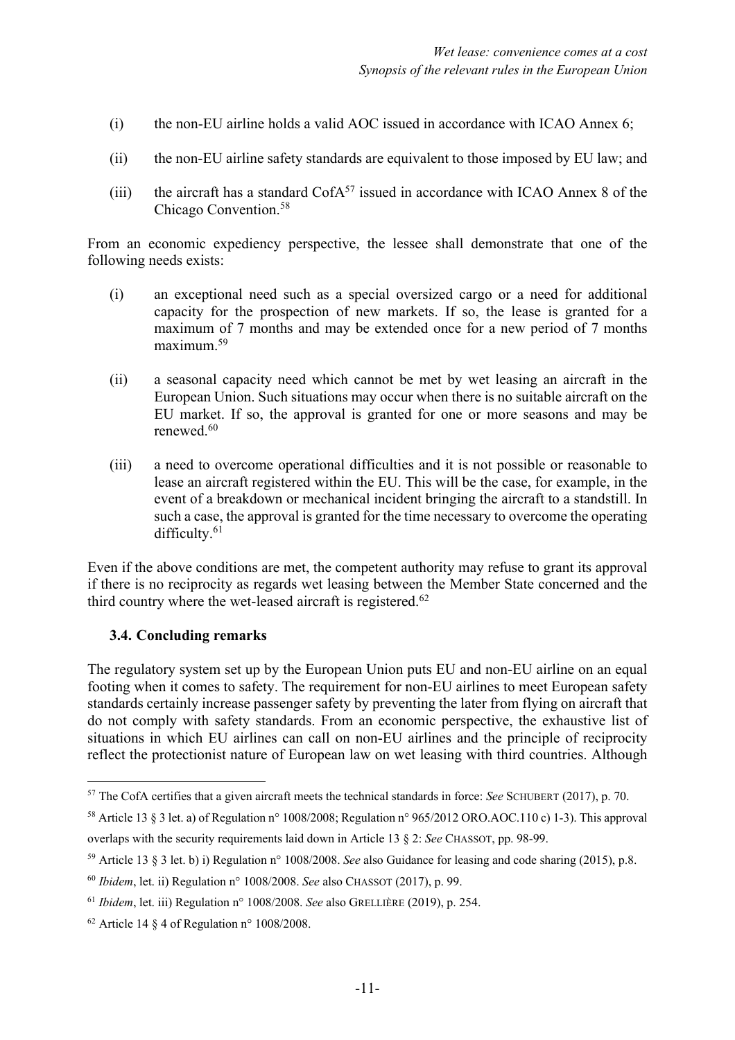(i) the non-EU airline holds a valid AOC issued in accordance with ICAO Annex 6;

(ii) the non-EU airline safety standards are equivalent to those imposed by EU law; and

(iii) the aircraft has a standard CofA[57] issued in accordance with ICAO Annex 8 of the Chicago Convention.[58]

From an economic expediency perspective, the lessee shall demonstrate that one of the following needs exists:

(i) an exceptional need such as a special oversized cargo or a need for additional capacity for the prospection of new markets. If so, the lease is granted for a maximum of 7 months and may be extended once for a new period of 7 months maximum.[59]

(ii) a seasonal capacity need which cannot be met by wet leasing an aircraft in the European Union. Such situations may occur when there is no suitable aircraft on the EU market. If so, the approval is granted for one or more seasons and may be renewed.[60]

(iii) a need to overcome operational difficulties and it is not possible or reasonable to lease an aircraft registered within the EU. This will be the case, for example, in the event of a breakdown or mechanical incident bringing the aircraft to a standstill. In such a case, the approval is granted for the time necessary to overcome the operating difficulty.[61]

Even if the above conditions are met, the competent authority may refuse to grant its approval if there is no reciprocity as regards wet leasing between the Member State concerned and the third country where the wet-leased aircraft is registered.[62]

### 3.4. Concluding remarks

The regulatory system set up by the European Union puts EU and non-EU airline on an equal footing when it comes to safety. The requirement for non-EU airlines to meet European safety standards certainly increase passenger safety by preventing the later from flying on aircraft that do not comply with safety standards. From an economic perspective, the exhaustive list of situations in which EU airlines can call on non-EU airlines and the principle of reciprocity reflect the protectionist nature of European law on wet leasing with third countries. Although

---

[57] The CofA certifies that a given aircraft meets the technical standards in force: *See* SCHUBERT (2017), p. 70.

[58] Article 13 § 3 let. a) of Regulation n° 1008/2008; Regulation n° 965/2012 ORO.AOC.110 c) 1-3). This approval overlaps with the security requirements laid down in Article 13 § 2: *See* CHASSOT, pp. 98-99.

[59] Article 13 § 3 let. b) i) Regulation n° 1008/2008. *See* also Guidance for leasing and code sharing (2015), p.8.

[60] *Ibidem*, let. ii) Regulation n° 1008/2008. *See* also CHASSOT (2017), p. 99.

[61] *Ibidem*, let. iii) Regulation n° 1008/2008. *See* also GRELLIÈRE (2019), p. 254.

[62] Article 14 § 4 of Regulation n° 1008/2008.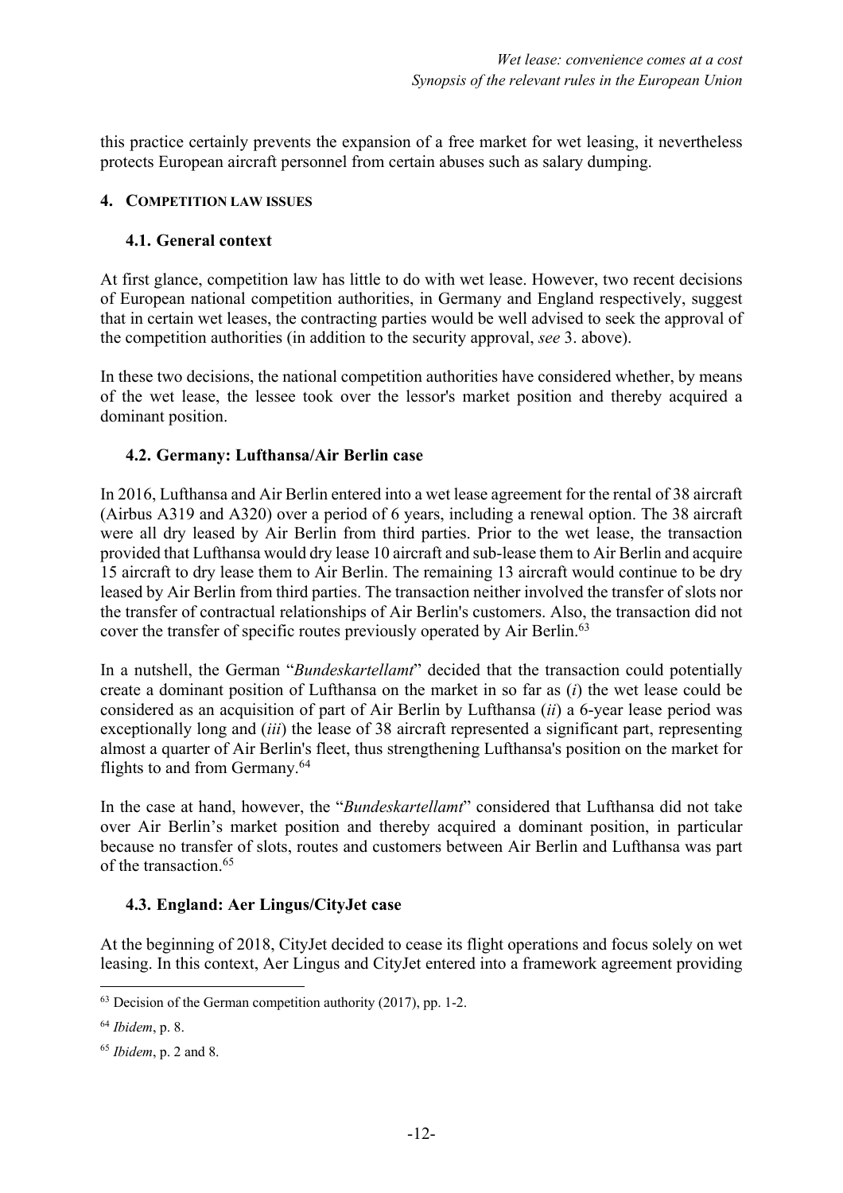this practice certainly prevents the expansion of a free market for wet leasing, it nevertheless protects European aircraft personnel from certain abuses such as salary dumping.

## 4. Competition law issues

### 4.1. General context

At first glance, competition law has little to do with wet lease. However, two recent decisions of European national competition authorities, in Germany and England respectively, suggest that in certain wet leases, the contracting parties would be well advised to seek the approval of the competition authorities (in addition to the security approval, *see* 3. above).

In these two decisions, the national competition authorities have considered whether, by means of the wet lease, the lessee took over the lessor's market position and thereby acquired a dominant position.

### 4.2. Germany: Lufthansa/Air Berlin case

In 2016, Lufthansa and Air Berlin entered into a wet lease agreement for the rental of 38 aircraft (Airbus A319 and A320) over a period of 6 years, including a renewal option. The 38 aircraft were all dry leased by Air Berlin from third parties. Prior to the wet lease, the transaction provided that Lufthansa would dry lease 10 aircraft and sub-lease them to Air Berlin and acquire 15 aircraft to dry lease them to Air Berlin. The remaining 13 aircraft would continue to be dry leased by Air Berlin from third parties. The transaction neither involved the transfer of slots nor the transfer of contractual relationships of Air Berlin's customers. Also, the transaction did not cover the transfer of specific routes previously operated by Air Berlin.[63]

In a nutshell, the German "*Bundeskartellamt*" decided that the transaction could potentially create a dominant position of Lufthansa on the market in so far as (*i*) the wet lease could be considered as an acquisition of part of Air Berlin by Lufthansa (*ii*) a 6-year lease period was exceptionally long and (*iii*) the lease of 38 aircraft represented a significant part, representing almost a quarter of Air Berlin's fleet, thus strengthening Lufthansa's position on the market for flights to and from Germany.[64]

In the case at hand, however, the "*Bundeskartellamt*" considered that Lufthansa did not take over Air Berlin's market position and thereby acquired a dominant position, in particular because no transfer of slots, routes and customers between Air Berlin and Lufthansa was part of the transaction.[65]

### 4.3. England: Aer Lingus/CityJet case

At the beginning of 2018, CityJet decided to cease its flight operations and focus solely on wet leasing. In this context, Aer Lingus and CityJet entered into a framework agreement providing

[63] Decision of the German competition authority (2017), pp. 1-2.

[64] *Ibidem*, p. 8.

[65] *Ibidem*, p. 2 and 8.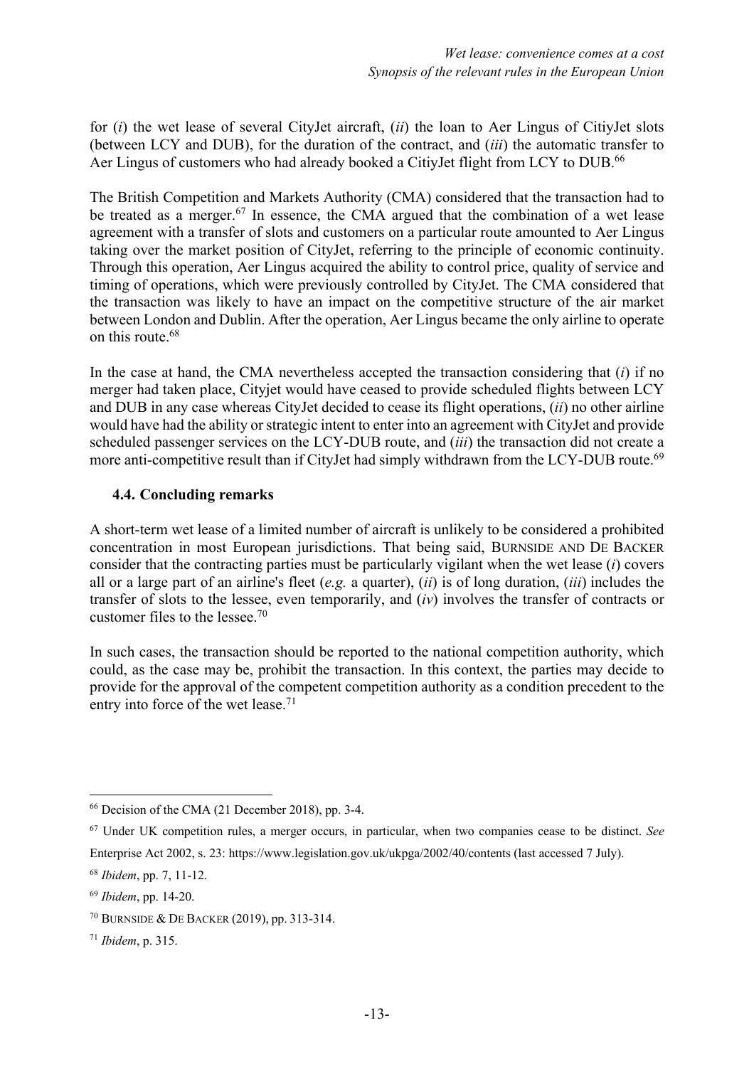for (*i*) the wet lease of several CityJet aircraft, (*ii*) the loan to Aer Lingus of CitiyJet slots (between LCY and DUB), for the duration of the contract, and (*iii*) the automatic transfer to Aer Lingus of customers who had already booked a CitiyJet flight from LCY to DUB.[66]

The British Competition and Markets Authority (CMA) considered that the transaction had to be treated as a merger.[67] In essence, the CMA argued that the combination of a wet lease agreement with a transfer of slots and customers on a particular route amounted to Aer Lingus taking over the market position of CityJet, referring to the principle of economic continuity. Through this operation, Aer Lingus acquired the ability to control price, quality of service and timing of operations, which were previously controlled by CityJet. The CMA considered that the transaction was likely to have an impact on the competitive structure of the air market between London and Dublin. After the operation, Aer Lingus became the only airline to operate on this route.[68]

In the case at hand, the CMA nevertheless accepted the transaction considering that (*i*) if no merger had taken place, Cityjet would have ceased to provide scheduled flights between LCY and DUB in any case whereas CityJet decided to cease its flight operations, (*ii*) no other airline would have had the ability or strategic intent to enter into an agreement with CityJet and provide scheduled passenger services on the LCY-DUB route, and (*iii*) the transaction did not create a more anti-competitive result than if CityJet had simply withdrawn from the LCY-DUB route.[69]

### 4.4. Concluding remarks

A short-term wet lease of a limited number of aircraft is unlikely to be considered a prohibited concentration in most European jurisdictions. That being said, BURNSIDE AND DE BACKER consider that the contracting parties must be particularly vigilant when the wet lease (*i*) covers all or a large part of an airline's fleet (*e.g.* a quarter), (*ii*) is of long duration, (*iii*) includes the transfer of slots to the lessee, even temporarily, and (*iv*) involves the transfer of contracts or customer files to the lessee.[70]

In such cases, the transaction should be reported to the national competition authority, which could, as the case may be, prohibit the transaction. In this context, the parties may decide to provide for the approval of the competent competition authority as a condition precedent to the entry into force of the wet lease.[71]

---

[66] Decision of the CMA (21 December 2018), pp. 3-4.

[67] Under UK competition rules, a merger occurs, in particular, when two companies cease to be distinct. *See* Enterprise Act 2002, s. 23: https://www.legislation.gov.uk/ukpga/2002/40/contents (last accessed 7 July).

[68] *Ibidem*, pp. 7, 11-12.

[69] *Ibidem*, pp. 14-20.

[70] BURNSIDE & DE BACKER (2019), pp. 313-314.

[71] *Ibidem*, p. 315.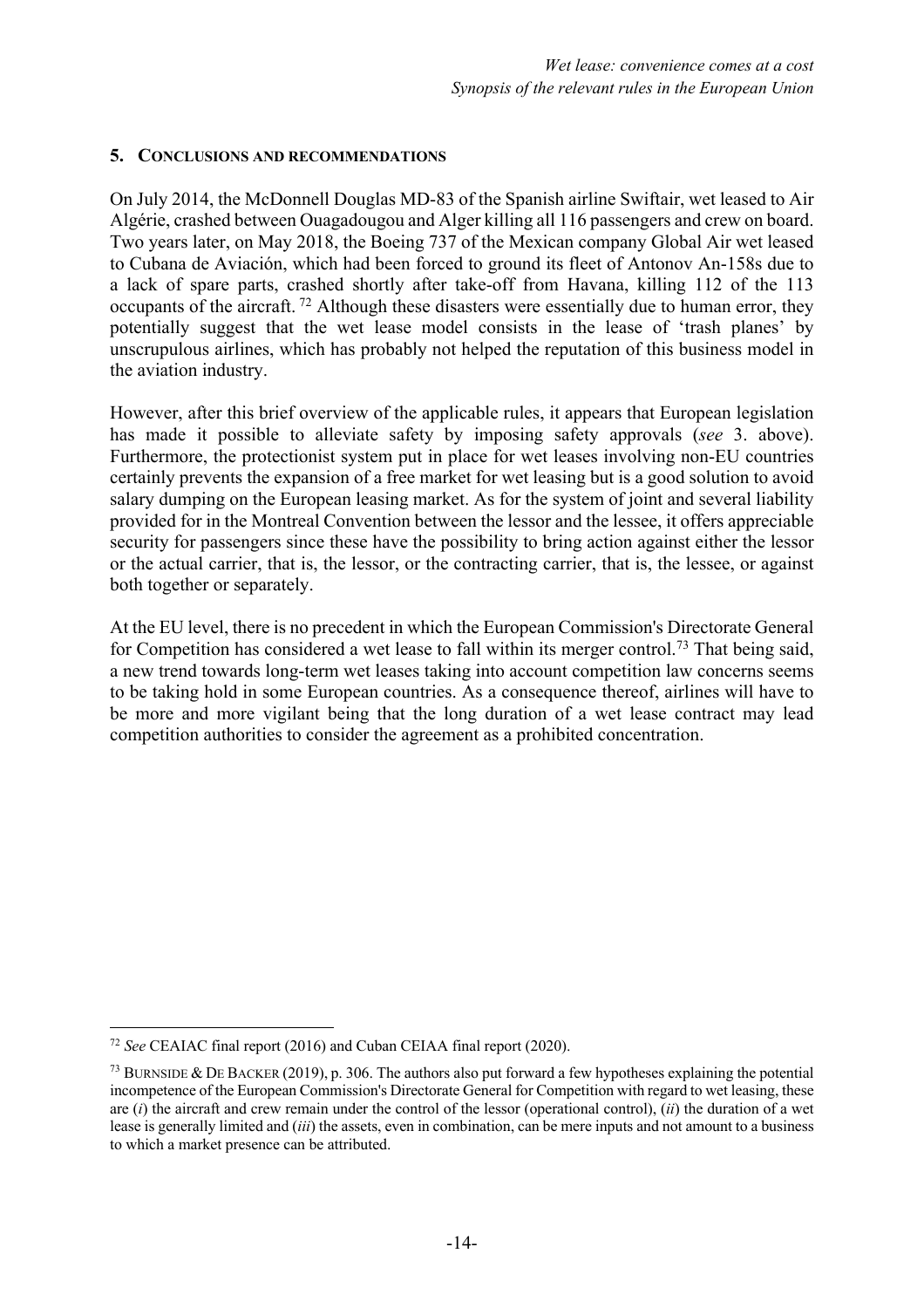## 5. Conclusions and recommendations

On July 2014, the McDonnell Douglas MD-83 of the Spanish airline Swiftair, wet leased to Air Algérie, crashed between Ouagadougou and Alger killing all 116 passengers and crew on board. Two years later, on May 2018, the Boeing 737 of the Mexican company Global Air wet leased to Cubana de Aviación, which had been forced to ground its fleet of Antonov An-158s due to a lack of spare parts, crashed shortly after take-off from Havana, killing 112 of the 113 occupants of the aircraft. [72] Although these disasters were essentially due to human error, they potentially suggest that the wet lease model consists in the lease of 'trash planes' by unscrupulous airlines, which has probably not helped the reputation of this business model in the aviation industry.

However, after this brief overview of the applicable rules, it appears that European legislation has made it possible to alleviate safety by imposing safety approvals (*see* 3. above). Furthermore, the protectionist system put in place for wet leases involving non-EU countries certainly prevents the expansion of a free market for wet leasing but is a good solution to avoid salary dumping on the European leasing market. As for the system of joint and several liability provided for in the Montreal Convention between the lessor and the lessee, it offers appreciable security for passengers since these have the possibility to bring action against either the lessor or the actual carrier, that is, the lessor, or the contracting carrier, that is, the lessee, or against both together or separately.

At the EU level, there is no precedent in which the European Commission's Directorate General for Competition has considered a wet lease to fall within its merger control.[73] That being said, a new trend towards long-term wet leases taking into account competition law concerns seems to be taking hold in some European countries. As a consequence thereof, airlines will have to be more and more vigilant being that the long duration of a wet lease contract may lead competition authorities to consider the agreement as a prohibited concentration.

---

[72] *See* CEAIAC final report (2016) and Cuban CEIAA final report (2020).

[73] Burnside & De Backer (2019), p. 306. The authors also put forward a few hypotheses explaining the potential incompetence of the European Commission's Directorate General for Competition with regard to wet leasing, these are (*i*) the aircraft and crew remain under the control of the lessor (operational control), (*ii*) the duration of a wet lease is generally limited and (*iii*) the assets, even in combination, can be mere inputs and not amount to a business to which a market presence can be attributed.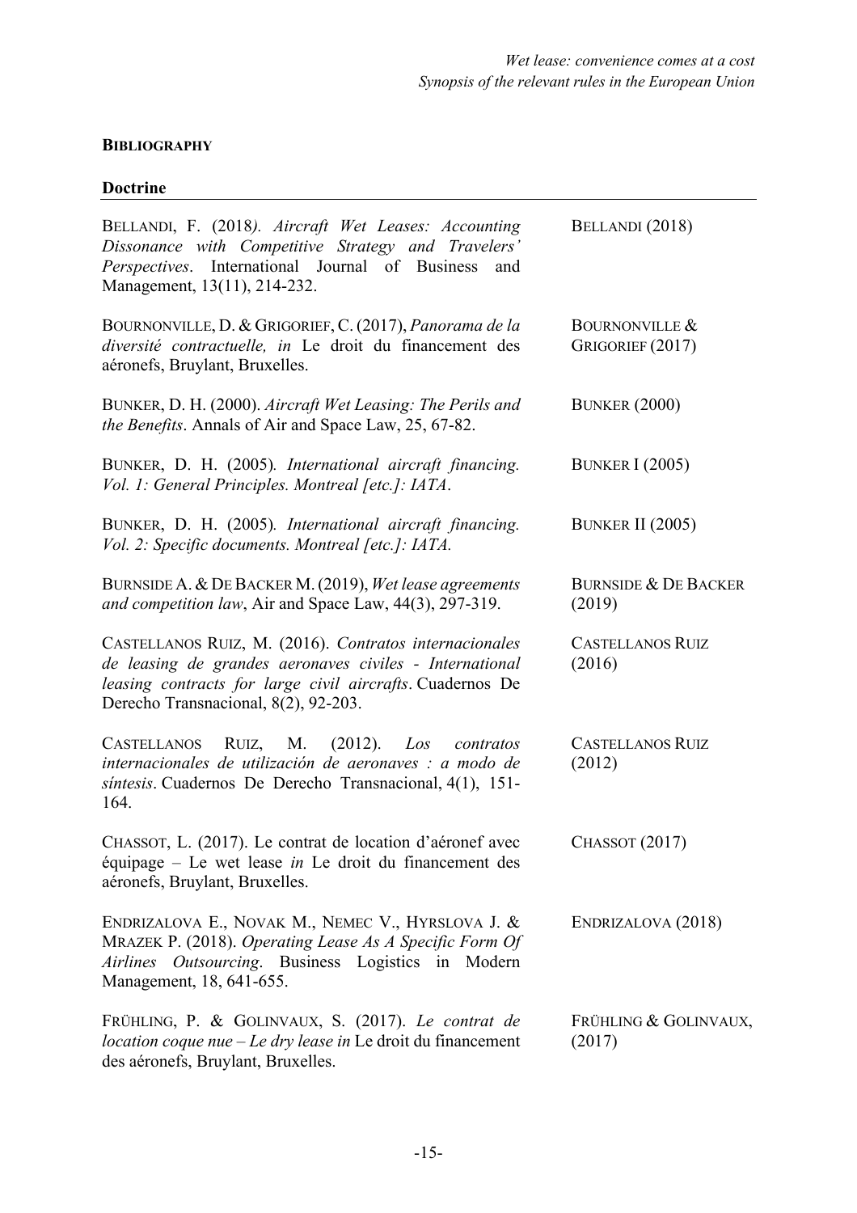## BIBLIOGRAPHY

### Doctrine

| | |
|---|---|
| BELLANDI, F. (2018). *Aircraft Wet Leases: Accounting Dissonance with Competitive Strategy and Travelers' Perspectives*. International Journal of Business and Management, 13(11), 214-232. | BELLANDI (2018) |
| BOURNONVILLE, D. & GRIGORIEF, C. (2017), *Panorama de la diversité contractuelle, in* Le droit du financement des aéronefs, Bruylant, Bruxelles. | BOURNONVILLE & GRIGORIEF (2017) |
| BUNKER, D. H. (2000). *Aircraft Wet Leasing: The Perils and the Benefits*. Annals of Air and Space Law, 25, 67-82. | BUNKER (2000) |
| BUNKER, D. H. (2005). *International aircraft financing. Vol. 1: General Principles. Montreal [etc.]: IATA*. | BUNKER I (2005) |
| BUNKER, D. H. (2005). *International aircraft financing. Vol. 2: Specific documents. Montreal [etc.]: IATA.* | BUNKER II (2005) |
| BURNSIDE A. & DE BACKER M. (2019), *Wet lease agreements and competition law*, Air and Space Law, 44(3), 297-319. | BURNSIDE & DE BACKER (2019) |
| CASTELLANOS RUIZ, M. (2016). *Contratos internacionales de leasing de grandes aeronaves civiles - International leasing contracts for large civil aircrafts*. Cuadernos De Derecho Transnacional, 8(2), 92-203. | CASTELLANOS RUIZ (2016) |
| CASTELLANOS RUIZ, M. (2012). *Los contratos internacionales de utilización de aeronaves : a modo de síntesis*. Cuadernos De Derecho Transnacional, 4(1), 151-164. | CASTELLANOS RUIZ (2012) |
| CHASSOT, L. (2017). Le contrat de location d'aéronef avec équipage – Le wet lease *in* Le droit du financement des aéronefs, Bruylant, Bruxelles. | CHASSOT (2017) |
| ENDRIZALOVA E., NOVAK M., NEMEC V., HYRSLOVA J. & MRAZEK P. (2018). *Operating Lease As A Specific Form Of Airlines Outsourcing*. Business Logistics in Modern Management, 18, 641-655. | ENDRIZALOVA (2018) |
| FRÜHLING, P. & GOLINVAUX, S. (2017). *Le contrat de location coque nue – Le dry lease in* Le droit du financement des aéronefs, Bruylant, Bruxelles. | FRÜHLING & GOLINVAUX, (2017) |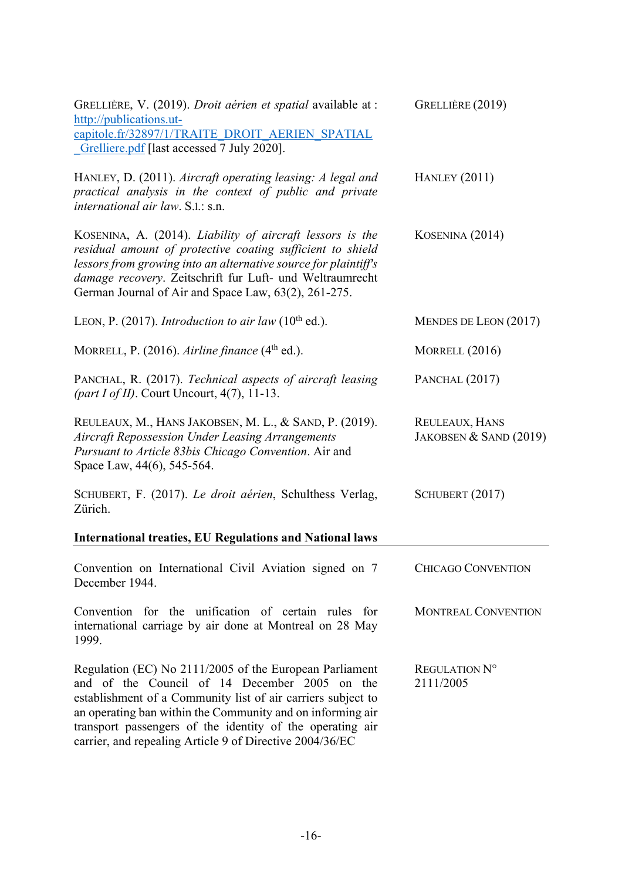| | |
|---|---|
| GRELLIÈRE, V. (2019). *Droit aérien et spatial* available at : [http://publications.ut-capitole.fr/32897/1/TRAITE_DROIT_AERIEN_SPATIAL_Grelliere.pdf](http://publications.ut-capitole.fr/32897/1/TRAITE_DROIT_AERIEN_SPATIAL_Grelliere.pdf) [last accessed 7 July 2020]. | GRELLIÈRE (2019) |
| HANLEY, D. (2011). *Aircraft operating leasing: A legal and practical analysis in the context of public and private international air law*. S.l.: s.n. | HANLEY (2011) |
| KOSENINA, A. (2014). *Liability of aircraft lessors is the residual amount of protective coating sufficient to shield lessors from growing into an alternative source for plaintiff's damage recovery*. Zeitschrift fur Luft- und Weltraumrecht German Journal of Air and Space Law, 63(2), 261-275. | KOSENINA (2014) |
| LEON, P. (2017). *Introduction to air law* (10th ed.). | MENDES DE LEON (2017) |
| MORRELL, P. (2016). *Airline finance* (4th ed.). | MORRELL (2016) |
| PANCHAL, R. (2017). *Technical aspects of aircraft leasing (part I of II)*. Court Uncourt, 4(7), 11-13. | PANCHAL (2017) |
| REULEAUX, M., HANS JAKOBSEN, M. L., & SAND, P. (2019). *Aircraft Repossession Under Leasing Arrangements Pursuant to Article 83bis Chicago Convention*. Air and Space Law, 44(6), 545-564. | REULEAUX, HANS JAKOBSEN & SAND (2019) |
| SCHUBERT, F. (2017). *Le droit aérien*, Schulthess Verlag, Zürich. | SCHUBERT (2017) |

**International treaties, EU Regulations and National laws**

| | |
|---|---|
| Convention on International Civil Aviation signed on 7 December 1944. | CHICAGO CONVENTION |
| Convention for the unification of certain rules for international carriage by air done at Montreal on 28 May 1999. | MONTREAL CONVENTION |
| Regulation (EC) No 2111/2005 of the European Parliament and of the Council of 14 December 2005 on the establishment of a Community list of air carriers subject to an operating ban within the Community and on informing air transport passengers of the identity of the operating air carrier, and repealing Article 9 of Directive 2004/36/EC | REGULATION N° 2111/2005 |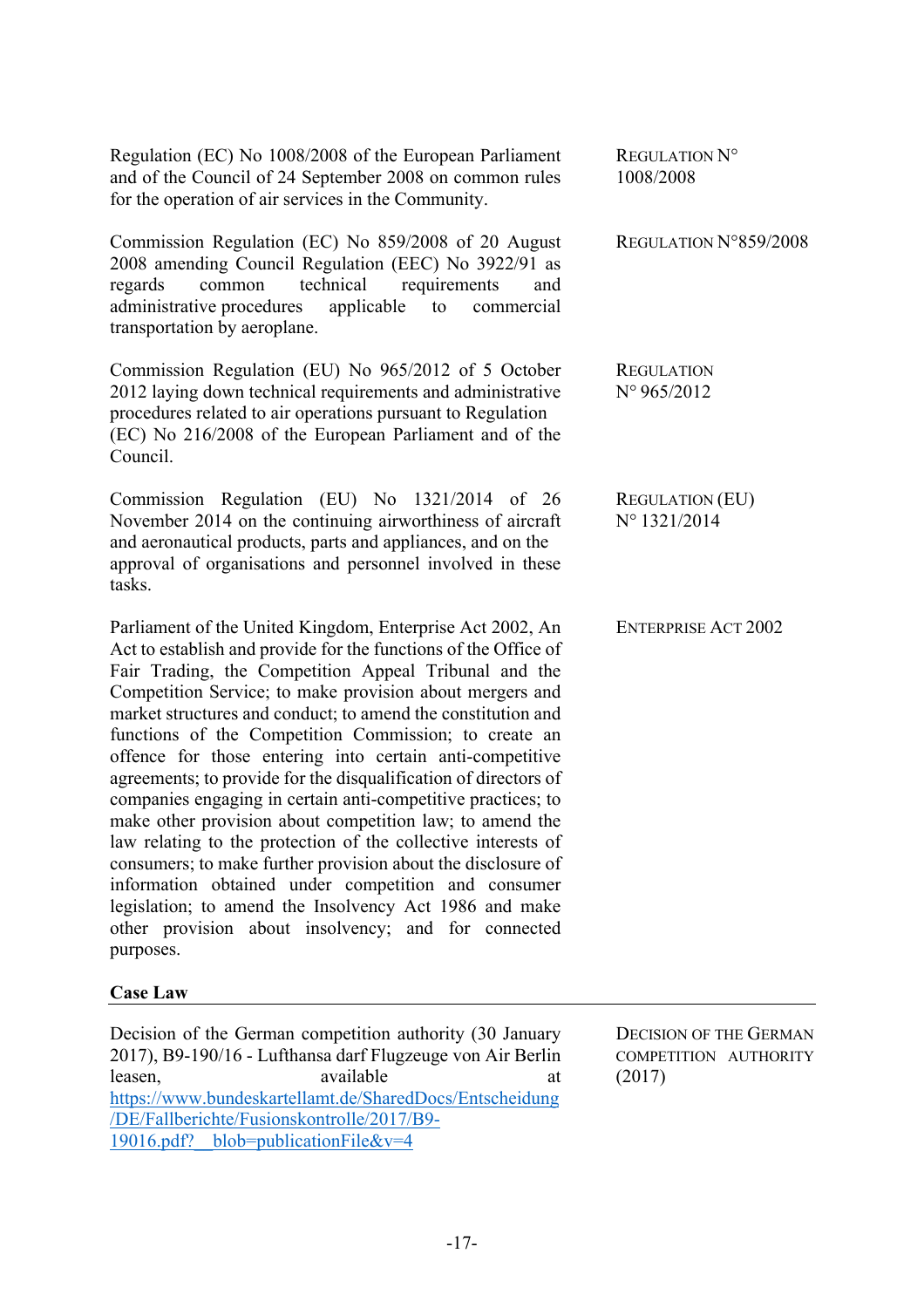| | |
|---|---|
| Regulation (EC) No 1008/2008 of the European Parliament and of the Council of 24 September 2008 on common rules for the operation of air services in the Community. | REGULATION N° 1008/2008 |
| Commission Regulation (EC) No 859/2008 of 20 August 2008 amending Council Regulation (EEC) No 3922/91 as regards common technical requirements and administrative procedures applicable to commercial transportation by aeroplane. | REGULATION N°859/2008 |
| Commission Regulation (EU) No 965/2012 of 5 October 2012 laying down technical requirements and administrative procedures related to air operations pursuant to Regulation (EC) No 216/2008 of the European Parliament and of the Council. | REGULATION N° 965/2012 |
| Commission Regulation (EU) No 1321/2014 of 26 November 2014 on the continuing airworthiness of aircraft and aeronautical products, parts and appliances, and on the approval of organisations and personnel involved in these tasks. | REGULATION (EU) N° 1321/2014 |
| Parliament of the United Kingdom, Enterprise Act 2002, An Act to establish and provide for the functions of the Office of Fair Trading, the Competition Appeal Tribunal and the Competition Service; to make provision about mergers and market structures and conduct; to amend the constitution and functions of the Competition Commission; to create an offence for those entering into certain anti-competitive agreements; to provide for the disqualification of directors of companies engaging in certain anti-competitive practices; to make other provision about competition law; to amend the law relating to the protection of the collective interests of consumers; to make further provision about the disclosure of information obtained under competition and consumer legislation; to amend the Insolvency Act 1986 and make other provision about insolvency; and for connected purposes. | ENTERPRISE ACT 2002 |

**Case Law**

| | |
|---|---|
| Decision of the German competition authority (30 January 2017), B9-190/16 - Lufthansa darf Flugzeuge von Air Berlin leasen, available at https://www.bundeskartellamt.de/SharedDocs/Entscheidung/DE/Fallberichte/Fusionskontrolle/2017/B9-19016.pdf?__blob=publicationFile&v=4 | DECISION OF THE GERMAN COMPETITION AUTHORITY (2017) |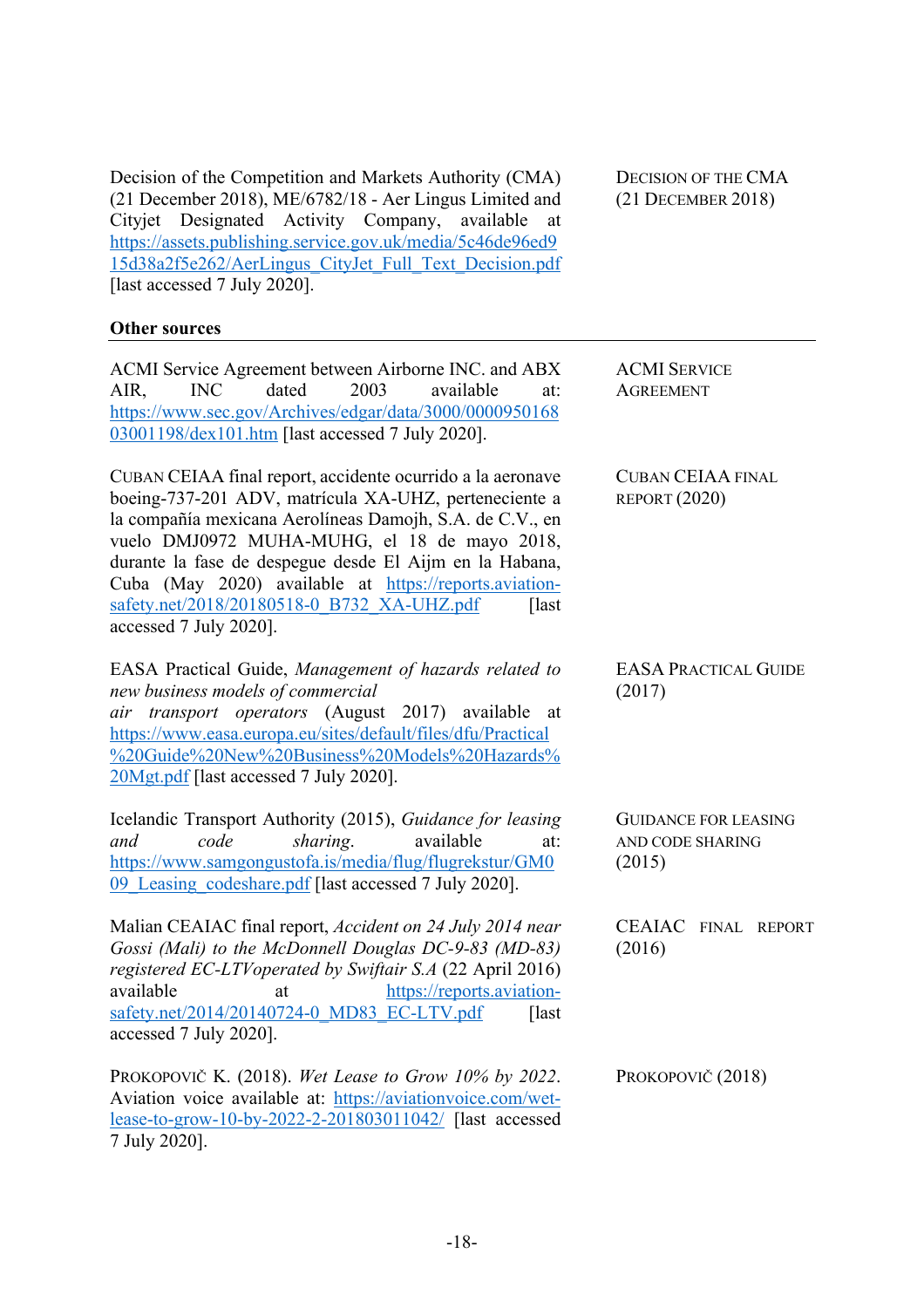Decision of the Competition and Markets Authority (CMA) (21 December 2018), ME/6782/18 - Aer Lingus Limited and Cityjet Designated Activity Company, available at https://assets.publishing.service.gov.uk/media/5c46de96ed915d38a2f5e262/AerLingus_CityJet_Full_Text_Decision.pdf [last accessed 7 July 2020]. | DECISION OF THE CMA (21 DECEMBER 2018)

**Other sources**

| | |
|---|---|
| ACMI Service Agreement between Airborne INC. and ABX AIR, INC dated 2003 available at: https://www.sec.gov/Archives/edgar/data/3000/000095016803001198/dex101.htm [last accessed 7 July 2020]. | ACMI SERVICE AGREEMENT |
| CUBAN CEIAA final report, accidente ocurrido a la aeronave boeing-737-201 ADV, matrícula XA-UHZ, perteneciente a la compañía mexicana Aerolíneas Damojh, S.A. de C.V., en vuelo DMJ0972 MUHA-MUHG, el 18 de mayo 2018, durante la fase de despegue desde El Aijm en la Habana, Cuba (May 2020) available at https://reports.aviation-safety.net/2018/20180518-0_B732_XA-UHZ.pdf [last accessed 7 July 2020]. | CUBAN CEIAA FINAL REPORT (2020) |
| EASA Practical Guide, *Management of hazards related to new business models of commercial air transport operators* (August 2017) available at https://www.easa.europa.eu/sites/default/files/dfu/Practical%20Guide%20New%20Business%20Models%20Hazards%20Mgt.pdf [last accessed 7 July 2020]. | EASA PRACTICAL GUIDE (2017) |
| Icelandic Transport Authority (2015), *Guidance for leasing and code sharing*. available at: https://www.samgongustofa.is/media/flug/flugrekstur/GM009_Leasing_codeshare.pdf [last accessed 7 July 2020]. | GUIDANCE FOR LEASING AND CODE SHARING (2015) |
| Malian CEAIAC final report, *Accident on 24 July 2014 near Gossi (Mali) to the McDonnell Douglas DC-9-83 (MD-83) registered EC-LTVoperated by Swiftair S.A* (22 April 2016) available at https://reports.aviation-safety.net/2014/20140724-0_MD83_EC-LTV.pdf [last accessed 7 July 2020]. | CEAIAC FINAL REPORT (2016) |
| PROKOPOVIČ K. (2018). *Wet Lease to Grow 10% by 2022*. Aviation voice available at: https://aviationvoice.com/wet-lease-to-grow-10-by-2022-2-201803011042/ [last accessed 7 July 2020]. | PROKOPOVIČ (2018) |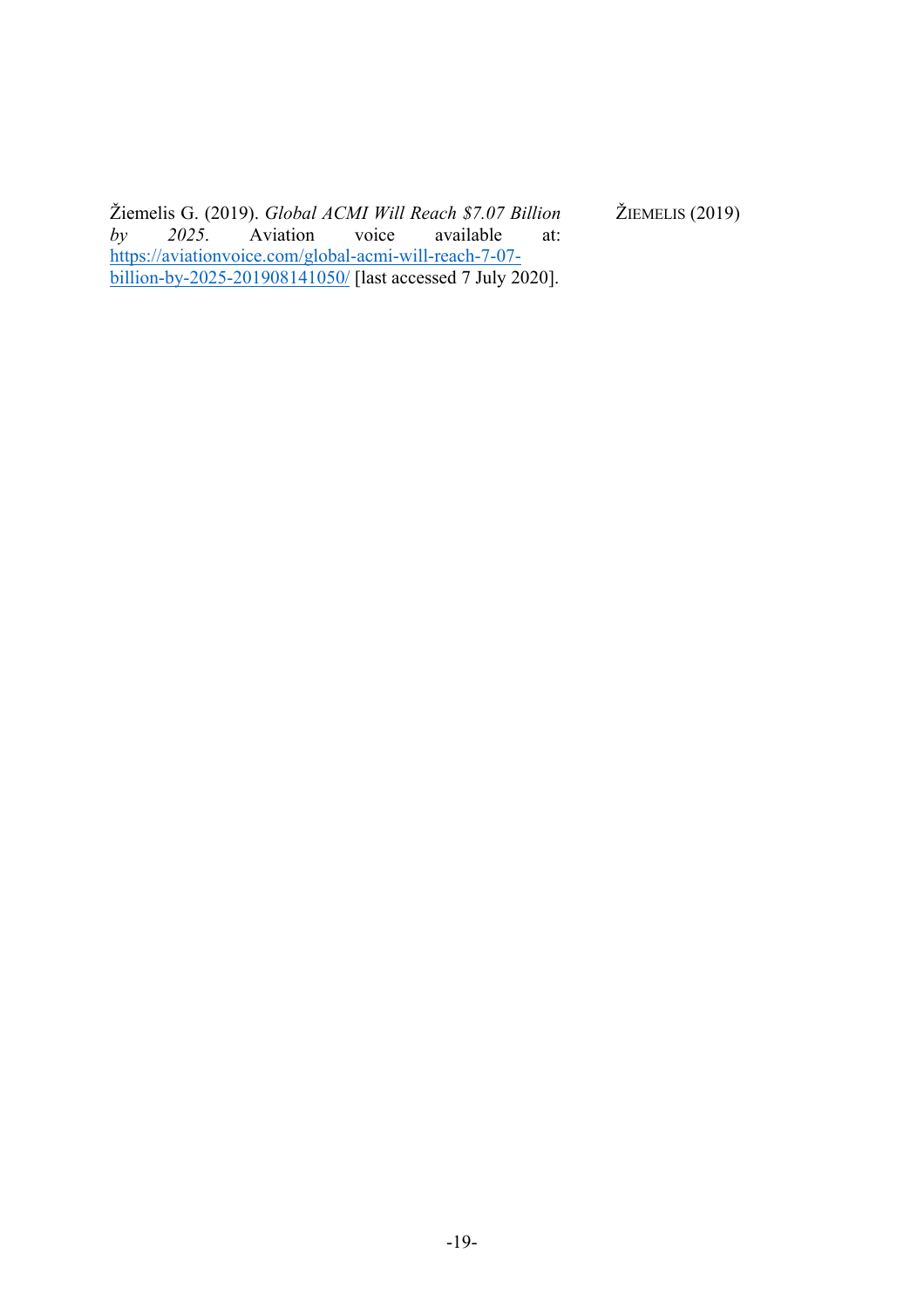| | |
|---|---|
| Žiemelis G. (2019). *Global ACMI Will Reach $7.07 Billion by 2025*. Aviation voice available at: https://aviationvoice.com/global-acmi-will-reach-7-07-billion-by-2025-201908141050/ [last accessed 7 July 2020]. | ŽIEMELIS (2019) |